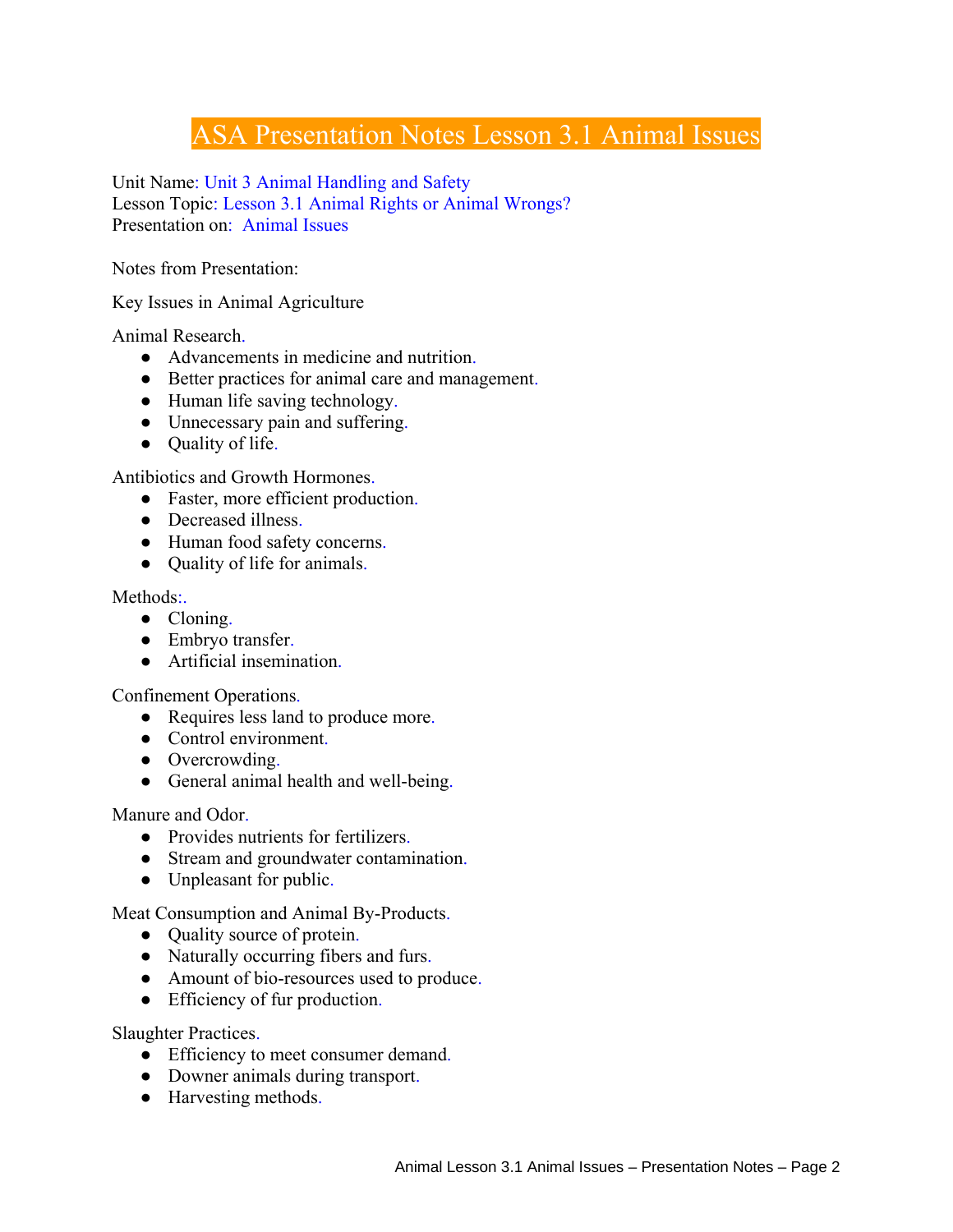# ASA Presentation Notes Lesson 3.1 Animal Issues

Unit Name: Unit 3 Animal Handling and Safety
Lesson Topic: Lesson 3.1 Animal Rights or Animal Wrongs?
Presentation on: Animal Issues

Notes from Presentation:

Key Issues in Animal Agriculture

Animal Research.

- Advancements in medicine and nutrition.
- Better practices for animal care and management.
- Human life saving technology.
- Unnecessary pain and suffering.
- Quality of life.

Antibiotics and Growth Hormones.

- Faster, more efficient production.
- Decreased illness.
- Human food safety concerns.
- Quality of life for animals.

Methods:.

- Cloning.
- Embryo transfer.
- Artificial insemination.

Confinement Operations.

- Requires less land to produce more.
- Control environment.
- Overcrowding.
- General animal health and well-being.

Manure and Odor.

- Provides nutrients for fertilizers.
- Stream and groundwater contamination.
- Unpleasant for public.

Meat Consumption and Animal By-Products.

- Quality source of protein.
- Naturally occurring fibers and furs.
- Amount of bio-resources used to produce.
- Efficiency of fur production.

Slaughter Practices.

- Efficiency to meet consumer demand.
- Downer animals during transport.
- Harvesting methods.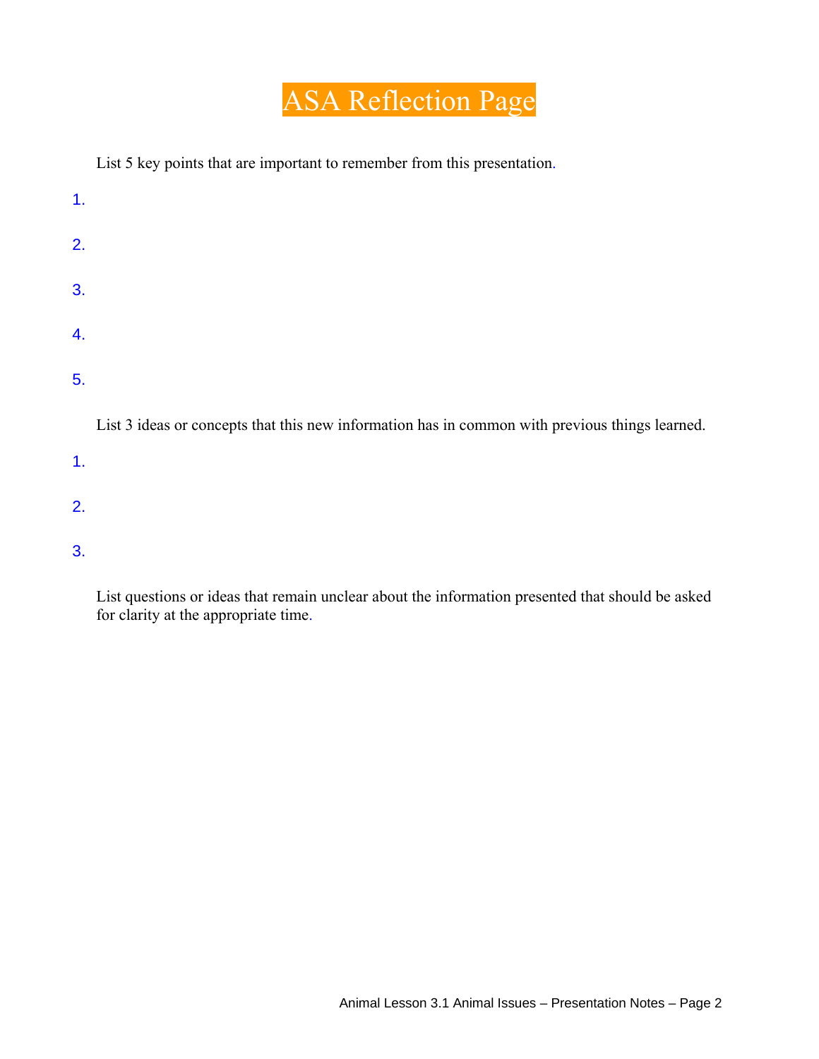# ASA Reflection Page

List 5 key points that are important to remember from this presentation.

1.

2.

3.

4.

5.

List 3 ideas or concepts that this new information has in common with previous things learned.

1.

2.

3.

List questions or ideas that remain unclear about the information presented that should be asked for clarity at the appropriate time.